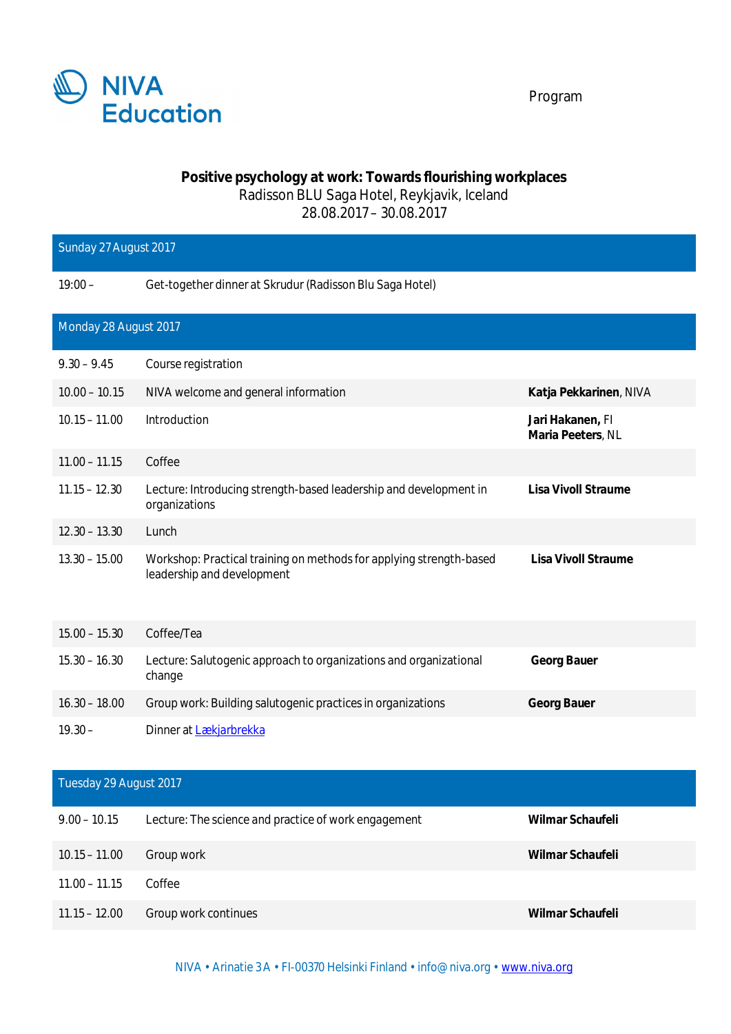NIVA Education

Program

**Positive psychology at work: Towards flourishing workplaces**
Radisson BLU Saga Hotel, Reykjavik, Iceland
28.08.2017 – 30.08.2017

| Sunday 27 August 2017 | | |
|---|---|---|
| 19:00 – | Get-together dinner at Skrudur (Radisson Blu Saga Hotel) | |

| Monday 28 August 2017 | | |
|---|---|---|
| 9.30 – 9.45 | Course registration | |
| 10.00 – 10.15 | NIVA welcome and general information | **Katja Pekkarinen**, NIVA |
| 10.15 – 11.00 | Introduction | **Jari Hakanen,** FI<br>**Maria Peeters**, NL |
| 11.00 – 11.15 | Coffee | |
| 11.15 – 12.30 | Lecture: Introducing strength-based leadership and development in organizations | **Lisa Vivoll Straume** |
| 12.30 – 13.30 | Lunch | |
| 13.30 – 15.00 | Workshop: Practical training on methods for applying strength-based leadership and development | **Lisa Vivoll Straume** |
| 15.00 – 15.30 | Coffee/Tea | |
| 15.30 – 16.30 | Lecture: Salutogenic approach to organizations and organizational change | **Georg Bauer** |
| 16.30 – 18.00 | Group work: Building salutogenic practices in organizations | **Georg Bauer** |
| 19.30 – | Dinner at Lækjarbrekka | |

| Tuesday 29 August 2017 | | |
|---|---|---|
| 9.00 – 10.15 | Lecture: The science and practice of work engagement | **Wilmar Schaufeli** |
| 10.15 – 11.00 | Group work | **Wilmar Schaufeli** |
| 11.00 – 11.15 | Coffee | |
| 11.15 – 12.00 | Group work continues | **Wilmar Schaufeli** |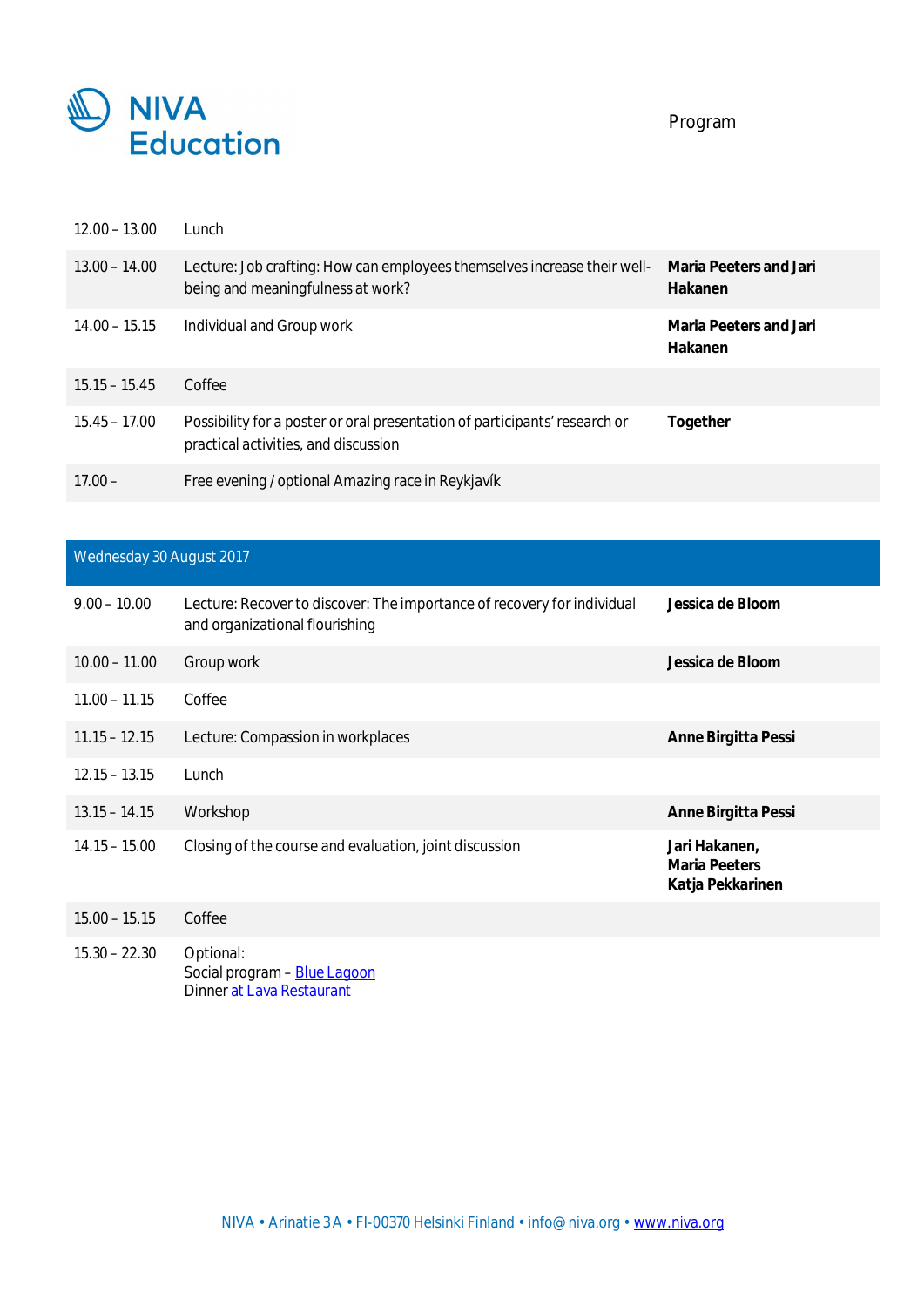NIVA Education

Program

| | | |
|---|---|---|
| 12.00 – 13.00 | Lunch | |
| 13.00 – 14.00 | Lecture: Job crafting: How can employees themselves increase their well-being and meaningfulness at work? | **Maria Peeters and Jari Hakanen** |
| 14.00 – 15.15 | Individual and Group work | **Maria Peeters and Jari Hakanen** |
| 15.15 – 15.45 | Coffee | |
| 15.45 – 17.00 | Possibility for a poster or oral presentation of participants' research or practical activities, and discussion | **Together** |
| 17.00 – | Free evening / optional Amazing race in Reykjavík | |

| Wednesday 30 August 2017 | | |
|---|---|---|
| 9.00 – 10.00 | Lecture: Recover to discover: The importance of recovery for individual and organizational flourishing | **Jessica de Bloom** |
| 10.00 – 11.00 | Group work | **Jessica de Bloom** |
| 11.00 – 11.15 | Coffee | |
| 11.15 – 12.15 | Lecture: Compassion in workplaces | **Anne Birgitta Pessi** |
| 12.15 – 13.15 | Lunch | |
| 13.15 – 14.15 | Workshop | **Anne Birgitta Pessi** |
| 14.15 – 15.00 | Closing of the course and evaluation, joint discussion | **Jari Hakanen, Maria Peeters Katja Pekkarinen** |
| 15.00 – 15.15 | Coffee | |
| 15.30 – 22.30 | Optional:<br>Social program – Blue Lagoon<br>Dinner at Lava Restaurant | |

NIVA • Arinatie 3A • FI-00370 Helsinki Finland • info@niva.org • www.niva.org